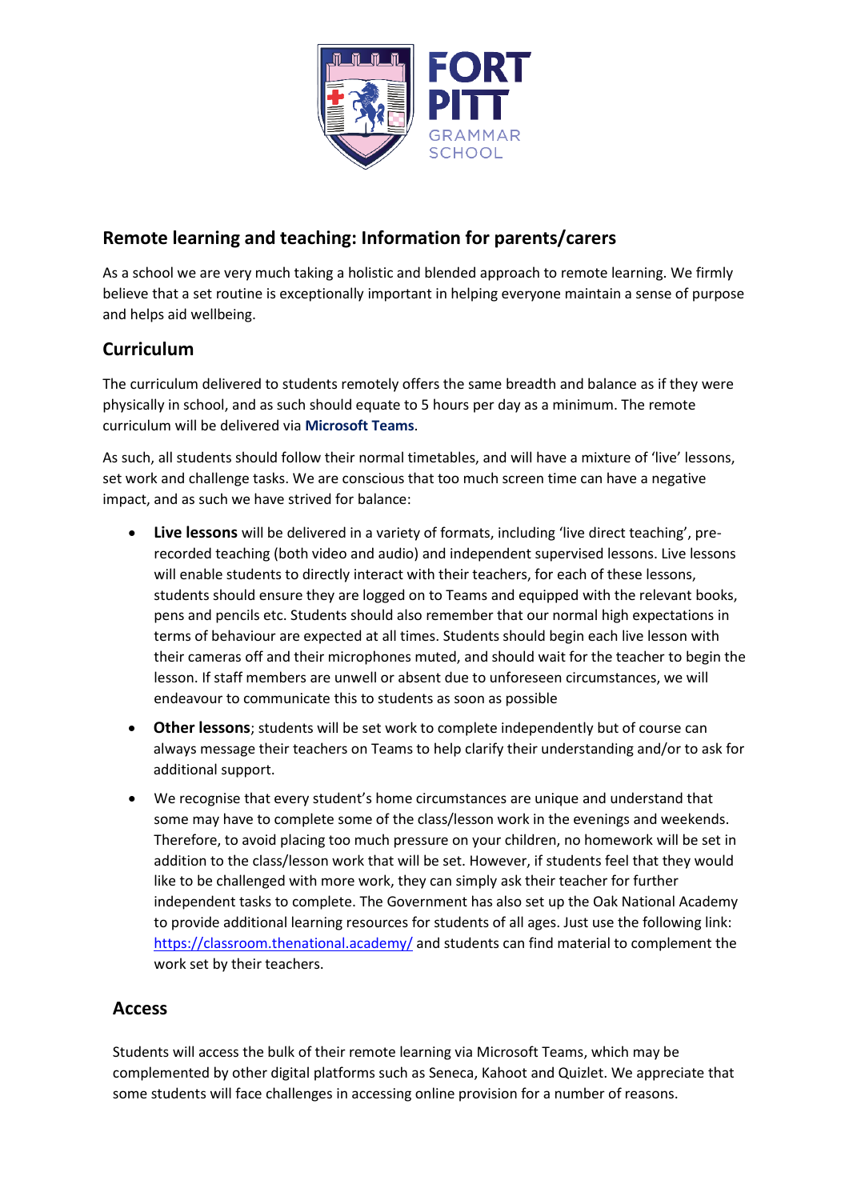FORT PITT GRAMMAR SCHOOL

## Remote learning and teaching: Information for parents/carers

As a school we are very much taking a holistic and blended approach to remote learning. We firmly believe that a set routine is exceptionally important in helping everyone maintain a sense of purpose and helps aid wellbeing.

## Curriculum

The curriculum delivered to students remotely offers the same breadth and balance as if they were physically in school, and as such should equate to 5 hours per day as a minimum. The remote curriculum will be delivered via **Microsoft Teams**.

As such, all students should follow their normal timetables, and will have a mixture of 'live' lessons, set work and challenge tasks. We are conscious that too much screen time can have a negative impact, and as such we have strived for balance:

- **Live lessons** will be delivered in a variety of formats, including 'live direct teaching', pre-recorded teaching (both video and audio) and independent supervised lessons. Live lessons will enable students to directly interact with their teachers, for each of these lessons, students should ensure they are logged on to Teams and equipped with the relevant books, pens and pencils etc. Students should also remember that our normal high expectations in terms of behaviour are expected at all times. Students should begin each live lesson with their cameras off and their microphones muted, and should wait for the teacher to begin the lesson. If staff members are unwell or absent due to unforeseen circumstances, we will endeavour to communicate this to students as soon as possible
- **Other lessons**; students will be set work to complete independently but of course can always message their teachers on Teams to help clarify their understanding and/or to ask for additional support.
- We recognise that every student's home circumstances are unique and understand that some may have to complete some of the class/lesson work in the evenings and weekends. Therefore, to avoid placing too much pressure on your children, no homework will be set in addition to the class/lesson work that will be set. However, if students feel that they would like to be challenged with more work, they can simply ask their teacher for further independent tasks to complete. The Government has also set up the Oak National Academy to provide additional learning resources for students of all ages. Just use the following link: https://classroom.thenational.academy/ and students can find material to complement the work set by their teachers.

## Access

Students will access the bulk of their remote learning via Microsoft Teams, which may be complemented by other digital platforms such as Seneca, Kahoot and Quizlet. We appreciate that some students will face challenges in accessing online provision for a number of reasons.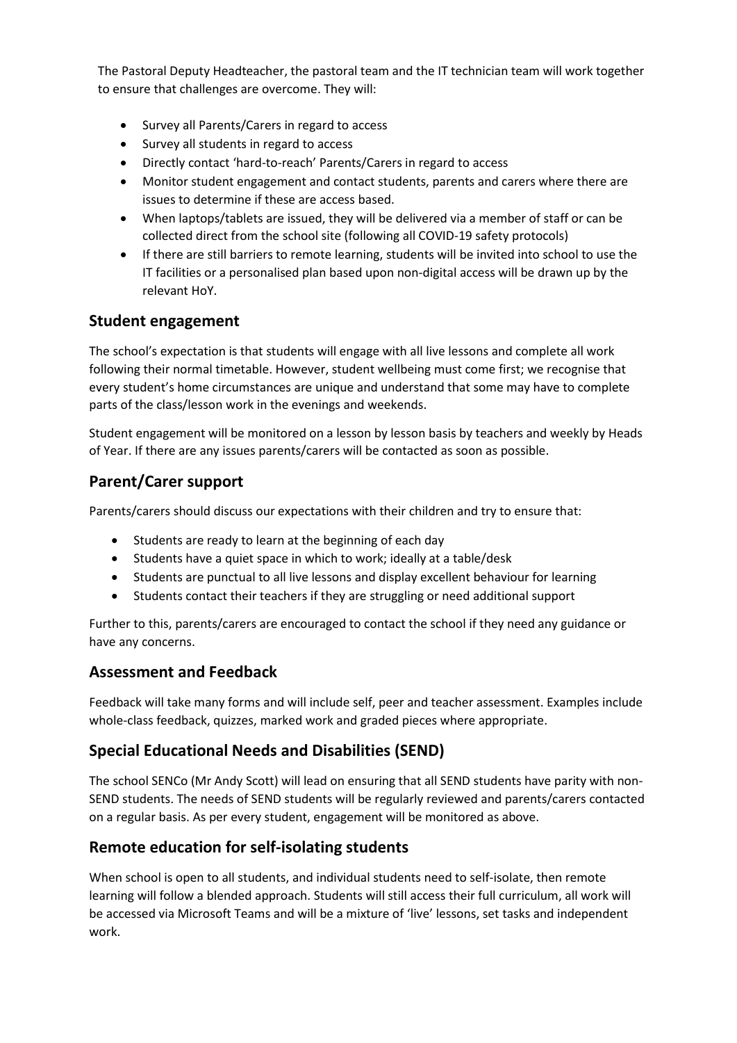The Pastoral Deputy Headteacher, the pastoral team and the IT technician team will work together to ensure that challenges are overcome. They will:

- Survey all Parents/Carers in regard to access
- Survey all students in regard to access
- Directly contact 'hard-to-reach' Parents/Carers in regard to access
- Monitor student engagement and contact students, parents and carers where there are issues to determine if these are access based.
- When laptops/tablets are issued, they will be delivered via a member of staff or can be collected direct from the school site (following all COVID-19 safety protocols)
- If there are still barriers to remote learning, students will be invited into school to use the IT facilities or a personalised plan based upon non-digital access will be drawn up by the relevant HoY.

## Student engagement

The school's expectation is that students will engage with all live lessons and complete all work following their normal timetable. However, student wellbeing must come first; we recognise that every student's home circumstances are unique and understand that some may have to complete parts of the class/lesson work in the evenings and weekends.

Student engagement will be monitored on a lesson by lesson basis by teachers and weekly by Heads of Year. If there are any issues parents/carers will be contacted as soon as possible.

## Parent/Carer support

Parents/carers should discuss our expectations with their children and try to ensure that:

- Students are ready to learn at the beginning of each day
- Students have a quiet space in which to work; ideally at a table/desk
- Students are punctual to all live lessons and display excellent behaviour for learning
- Students contact their teachers if they are struggling or need additional support

Further to this, parents/carers are encouraged to contact the school if they need any guidance or have any concerns.

## Assessment and Feedback

Feedback will take many forms and will include self, peer and teacher assessment. Examples include whole-class feedback, quizzes, marked work and graded pieces where appropriate.

## Special Educational Needs and Disabilities (SEND)

The school SENCo (Mr Andy Scott) will lead on ensuring that all SEND students have parity with non-SEND students. The needs of SEND students will be regularly reviewed and parents/carers contacted on a regular basis. As per every student, engagement will be monitored as above.

## Remote education for self-isolating students

When school is open to all students, and individual students need to self-isolate, then remote learning will follow a blended approach. Students will still access their full curriculum, all work will be accessed via Microsoft Teams and will be a mixture of 'live' lessons, set tasks and independent work.